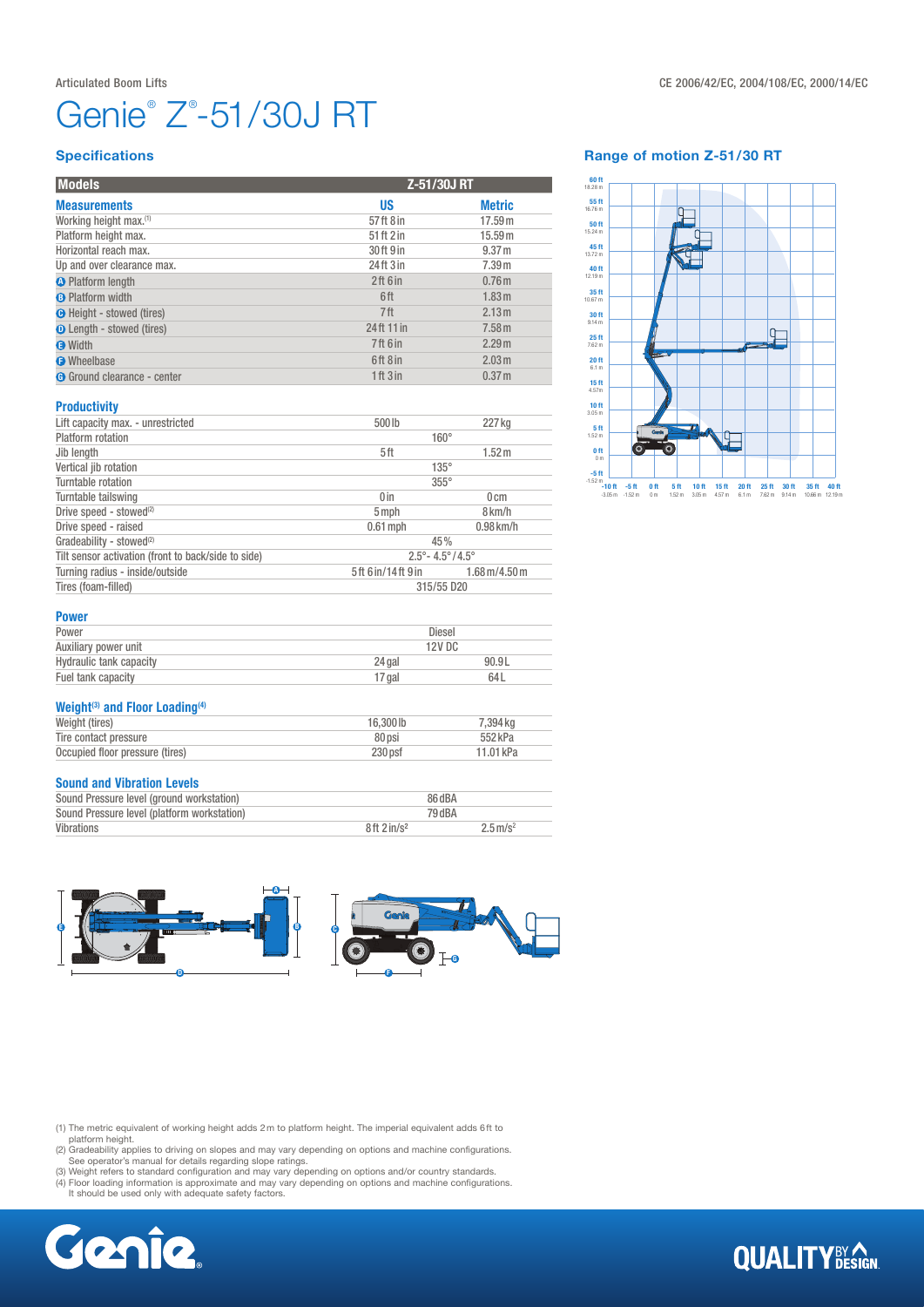Articulated Boom Lifts

CE 2006/42/EC, 2004/108/EC, 2000/14/EC

# Genie® Z®-51/30J RT

## Specifications

| Models | Z-51/30J RT | |
|---|---|---|
| **Measurements** | **US** | **Metric** |
| Working height max.(1) | 57 ft 8 in | 17.59 m |
| Platform height max. | 51 ft 2 in | 15.59 m |
| Horizontal reach max. | 30 ft 9 in | 9.37 m |
| Up and over clearance max. | 24 ft 3 in | 7.39 m |
| A Platform length | 2 ft 6 in | 0.76 m |
| B Platform width | 6 ft | 1.83 m |
| C Height - stowed (tires) | 7 ft | 2.13 m |
| D Length - stowed (tires) | 24 ft 11 in | 7.58 m |
| E Width | 7 ft 6 in | 2.29 m |
| F Wheelbase | 6 ft 8 in | 2.03 m |
| G Ground clearance - center | 1 ft 3 in | 0.37 m |

### Productivity

| | | |
|---|---|---|
| Lift capacity max. - unrestricted | 500 lb | 227 kg |
| Platform rotation | 160° | |
| Jib length | 5 ft | 1.52 m |
| Vertical jib rotation | 135° | |
| Turntable rotation | 355° | |
| Turntable tailswing | 0 in | 0 cm |
| Drive speed - stowed(2) | 5 mph | 8 km/h |
| Drive speed - raised | 0.61 mph | 0.98 km/h |
| Gradeability - stowed(2) | 45% | |
| Tilt sensor activation (front to back/side to side) | 2.5°- 4.5° / 4.5° | |
| Turning radius - inside/outside | 5 ft 6 in/14 ft 9 in | 1.68 m/4.50 m |
| Tires (foam-filled) | 315/55 D20 | |

### Power

| | | |
|---|---|---|
| Power | Diesel | |
| Auxiliary power unit | 12V DC | |
| Hydraulic tank capacity | 24 gal | 90.9 L |
| Fuel tank capacity | 17 gal | 64 L |

### Weight(3) and Floor Loading(4)

| | | |
|---|---|---|
| Weight (tires) | 16,300 lb | 7,394 kg |
| Tire contact pressure | 80 psi | 552 kPa |
| Occupied floor pressure (tires) | 230 psf | 11.01 kPa |

### Sound and Vibration Levels

| | | |
|---|---|---|
| Sound Pressure level (ground workstation) | 86 dBA | |
| Sound Pressure level (platform workstation) | 79 dBA | |
| Vibrations | 8 ft 2 in/s² | 2.5 m/s² |

## Range of motion Z-51/30 RT

(1) The metric equivalent of working height adds 2 m to platform height. The imperial equivalent adds 6 ft to platform height.
(2) Gradeability applies to driving on slopes and may vary depending on options and machine configurations. See operator's manual for details regarding slope ratings.
(3) Weight refers to standard configuration and may vary depending on options and/or country standards.
(4) Floor loading information is approximate and may vary depending on options and machine configurations. It should be used only with adequate safety factors.

Genie

QUALITY BY DESIGN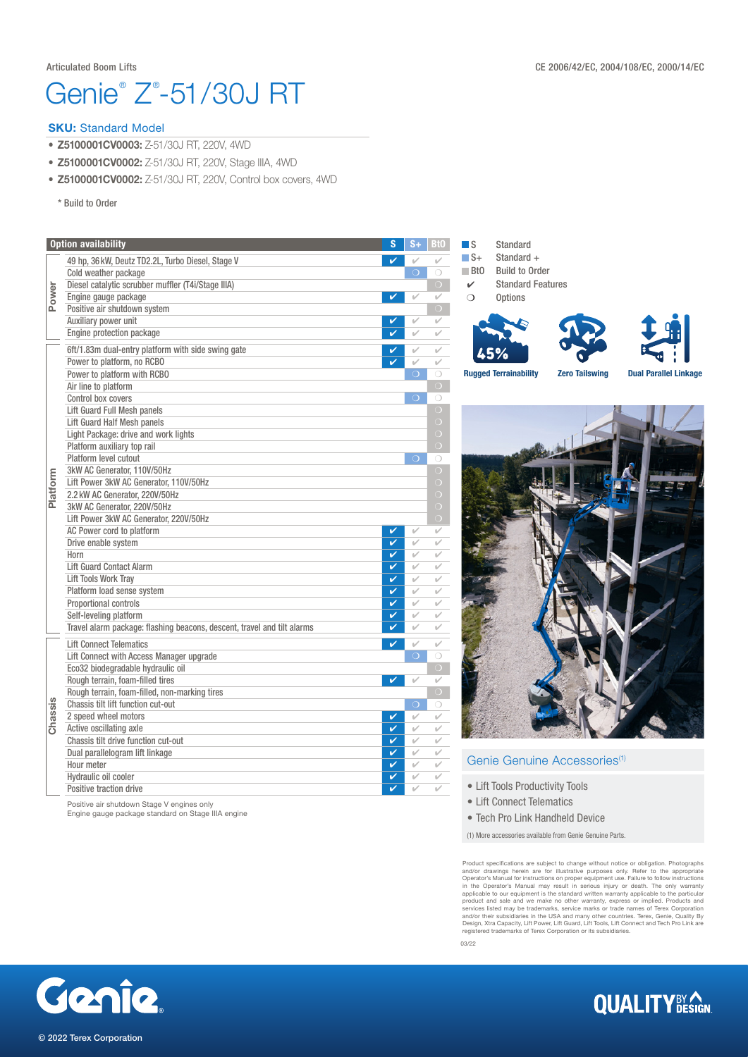Articulated Boom Lifts

CE 2006/42/EC, 2004/108/EC, 2000/14/EC

# Genie® Z®-51/30J RT

**SKU:** Standard Model

- **Z5100001CV0003:** Z-51/30J RT, 220V, 4WD
- **Z5100001CV0002:** Z-51/30J RT, 220V, Stage IIIA, 4WD
- **Z5100001CV0002:** Z-51/30J RT, 220V, Control box covers, 4WD

\* Build to Order

| | Option availability | S | S+ | BtO |
|---|---|---|---|---|
| Power | 49 hp, 36 kW, Deutz TD2.2L, Turbo Diesel, Stage V | ✔ | ✔ | ✔ |
| | Cold weather package | | ❍ | ❍ |
| | Diesel catalytic scrubber muffler (T4i/Stage IIIA) | | | ❍ |
| | Engine gauge package | ✔ | ✔ | ✔ |
| | Positive air shutdown system | | | ❍ |
| | Auxiliary power unit | ✔ | ✔ | ✔ |
| | Engine protection package | ✔ | ✔ | ✔ |
| Platform | 6ft/1.83m dual-entry platform with side swing gate | ✔ | ✔ | ✔ |
| | Power to platform, no RCBO | ✔ | ✔ | ✔ |
| | Power to platform with RCBO | | ❍ | ❍ |
| | Air line to platform | | | ❍ |
| | Control box covers | | ❍ | ❍ |
| | Lift Guard Full Mesh panels | | | ❍ |
| | Lift Guard Half Mesh panels | | | ❍ |
| | Light Package: drive and work lights | | | ❍ |
| | Platform auxiliary top rail | | | ❍ |
| | Platform level cutout | | ❍ | ❍ |
| | 3kW AC Generator, 110V/50Hz | | | ❍ |
| | Lift Power 3kW AC Generator, 110V/50Hz | | | ❍ |
| | 2.2 kW AC Generator, 220V/50Hz | | | ❍ |
| | 3kW AC Generator, 220V/50Hz | | | ❍ |
| | Lift Power 3kW AC Generator, 220V/50Hz | | | ❍ |
| | AC Power cord to platform | ✔ | ✔ | ✔ |
| | Drive enable system | ✔ | ✔ | ✔ |
| | Horn | ✔ | ✔ | ✔ |
| | Lift Guard Contact Alarm | ✔ | ✔ | ✔ |
| | Lift Tools Work Tray | ✔ | ✔ | ✔ |
| | Platform load sense system | ✔ | ✔ | ✔ |
| | Proportional controls | ✔ | ✔ | ✔ |
| | Self-leveling platform | ✔ | ✔ | ✔ |
| | Travel alarm package: flashing beacons, descent, travel and tilt alarms | ✔ | ✔ | ✔ |
| Chassis | Lift Connect Telematics | ✔ | ✔ | ✔ |
| | Lift Connect with Access Manager upgrade | | ❍ | ❍ |
| | Eco32 biodegradable hydraulic oil | | | ❍ |
| | Rough terrain, foam-filled tires | ✔ | ✔ | ✔ |
| | Rough terrain, foam-filled, non-marking tires | | | ❍ |
| | Chassis tilt lift function cut-out | | ❍ | ❍ |
| | 2 speed wheel motors | ✔ | ✔ | ✔ |
| | Active oscillating axle | ✔ | ✔ | ✔ |
| | Chassis tilt drive function cut-out | ✔ | ✔ | ✔ |
| | Dual parallelogram lift linkage | ✔ | ✔ | ✔ |
| | Hour meter | ✔ | ✔ | ✔ |
| | Hydraulic oil cooler | ✔ | ✔ | ✔ |
| | Positive traction drive | ✔ | ✔ | ✔ |

Positive air shutdown Stage V engines only
Engine gauge package standard on Stage IIIA engine

- S — Standard
- S+ — Standard +
- BtO — Build to Order
- ✔ — Standard Features
- ❍ — Options

45%

Rugged Terrainability

Zero Tailswing

Dual Parallel Linkage

## Genie Genuine Accessories[1]

- Lift Tools Productivity Tools
- Lift Connect Telematics
- Tech Pro Link Handheld Device

(1) More accessories available from Genie Genuine Parts.

Product specifications are subject to change without notice or obligation. Photographs and/or drawings herein are for illustrative purposes only. Refer to the appropriate Operator's Manual for instructions on proper equipment use. Failure to follow instructions in the Operator's Manual may result in serious injury or death. The only warranty applicable to our equipment is the standard written warranty applicable to the particular product and sale and we make no other warranty, express or implied. Products and services listed may be trademarks, service marks or trade names of Terex Corporation and/or their subsidiaries in the USA and many other countries. Terex, Genie, Quality By Design, Xtra Capacity, Lift Power, Lift Guard, Lift Tools, Lift Connect and Tech Pro Link are registered trademarks of Terex Corporation or its subsidiaries.

03/22

© 2022 Terex Corporation

QUALITY BY DESIGN